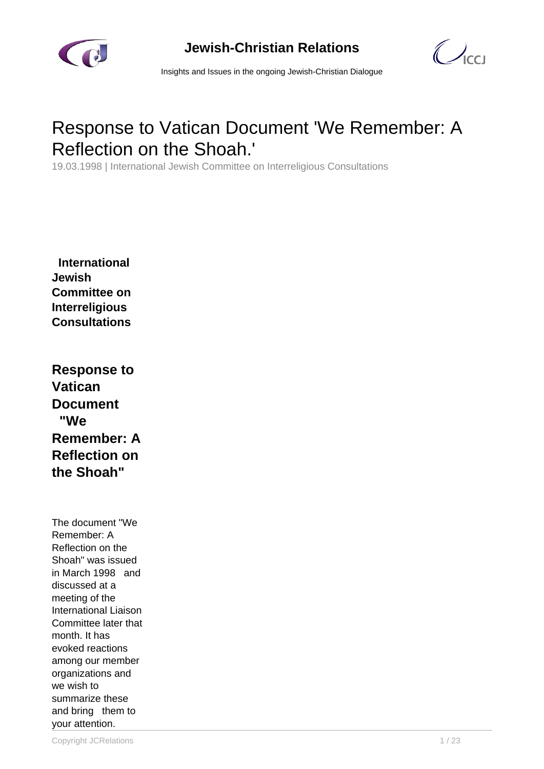# Response to Vatican Document 'We Remember: A Reflection on the Shoah.'

19.03.1998 | International Jewish Committee on Interreligious Consultations

**International Jewish Committee on Interreligious Consultations**

## Response to Vatican Document "We Remember: A Reflection on the Shoah"

The document "We Remember: A Reflection on the Shoah" was issued in March 1998 and discussed at a meeting of the International Liaison Committee later that month. It has evoked reactions among our member organizations and we wish to summarize these and bring them to your attention.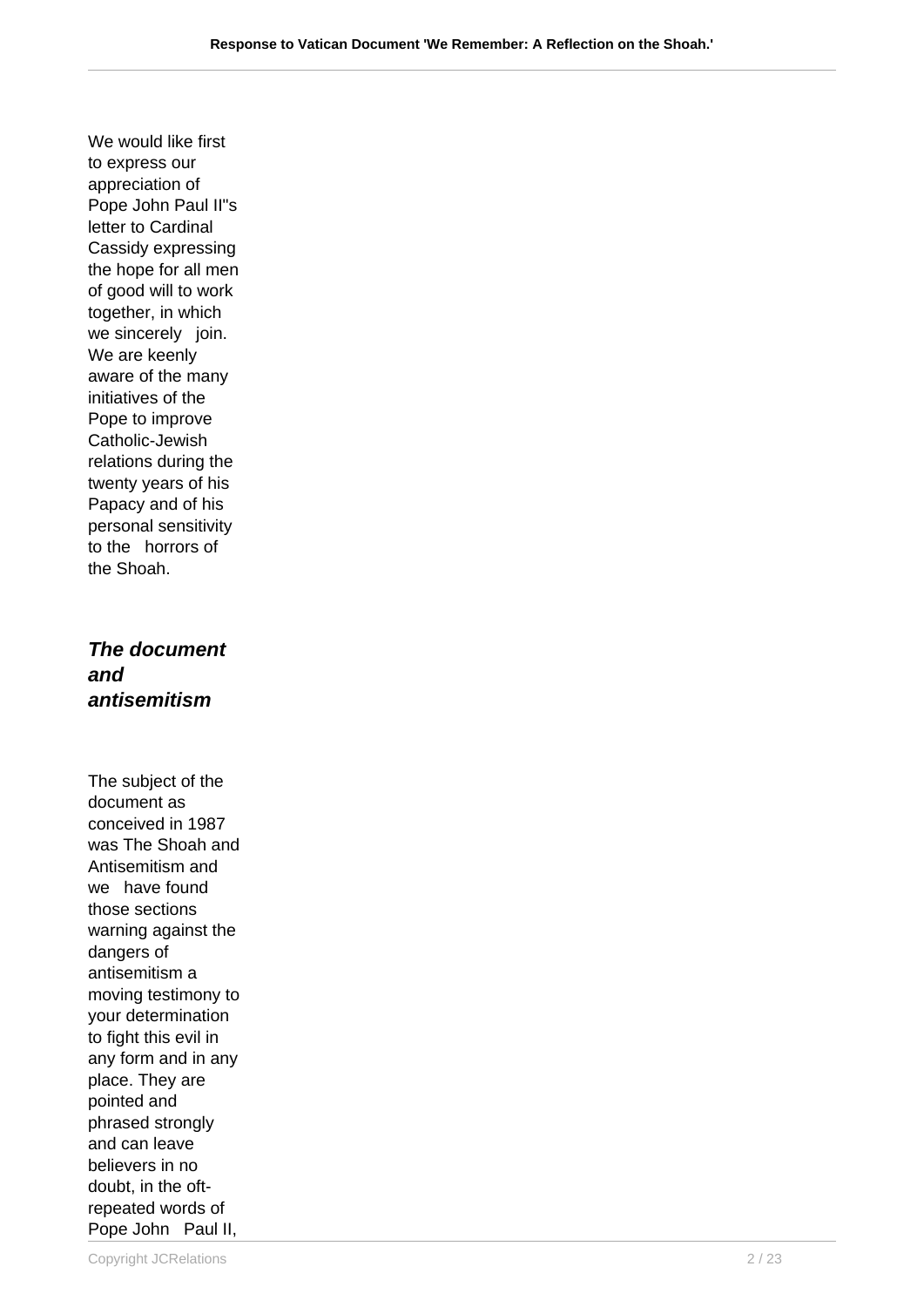We would like first to express our appreciation of Pope John Paul II"s letter to Cardinal Cassidy expressing the hope for all men of good will to work together, in which we sincerely join. We are keenly aware of the many initiatives of the Pope to improve Catholic-Jewish relations during the twenty years of his Papacy and of his personal sensitivity to the horrors of the Shoah.

### *The document and antisemitism*

The subject of the document as conceived in 1987 was The Shoah and Antisemitism and we have found those sections warning against the dangers of antisemitism a moving testimony to your determination to fight this evil in any form and in any place. They are pointed and phrased strongly and can leave believers in no doubt, in the oft-repeated words of Pope John Paul II,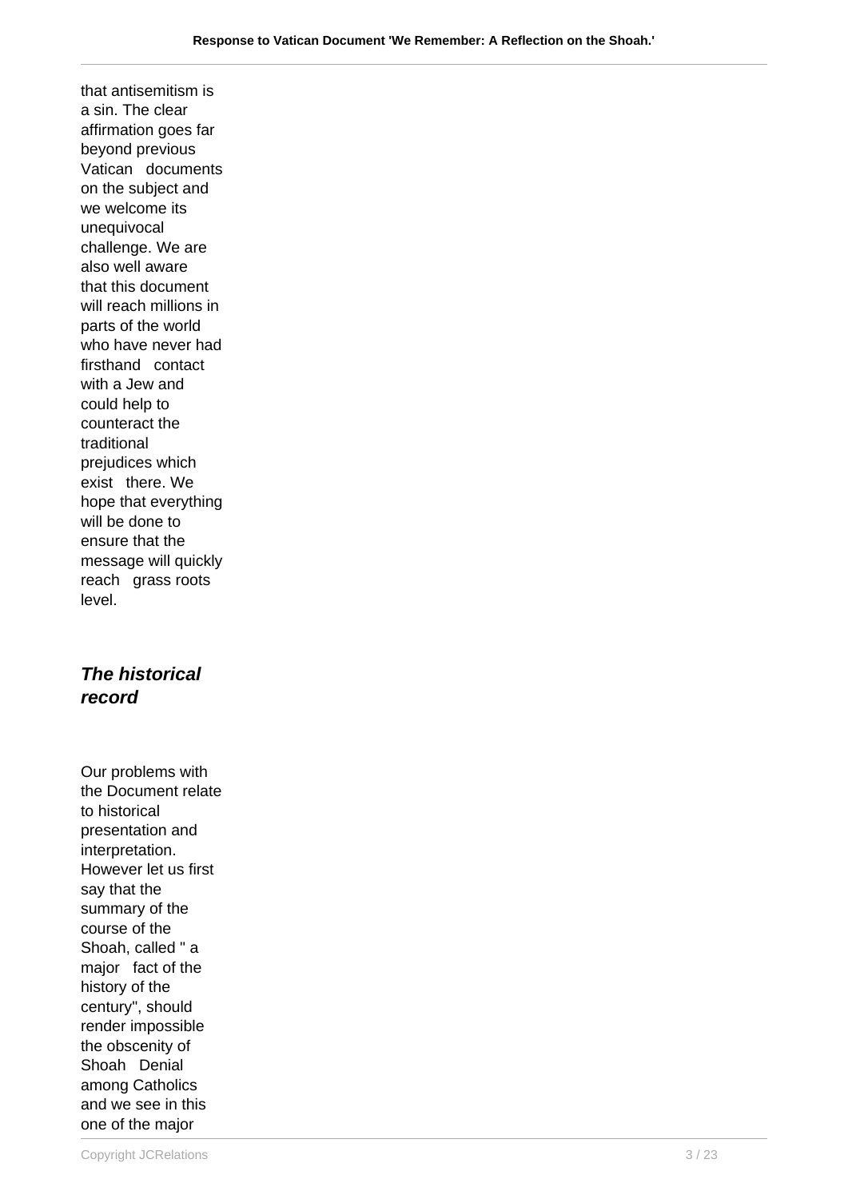that antisemitism is a sin. The clear affirmation goes far beyond previous Vatican documents on the subject and we welcome its unequivocal challenge. We are also well aware that this document will reach millions in parts of the world who have never had firsthand contact with a Jew and could help to counteract the traditional prejudices which exist there. We hope that everything will be done to ensure that the message will quickly reach grass roots level.

## ***The historical record***

Our problems with the Document relate to historical presentation and interpretation. However let us first say that the summary of the course of the Shoah, called " a major fact of the history of the century", should render impossible the obscenity of Shoah Denial among Catholics and we see in this one of the major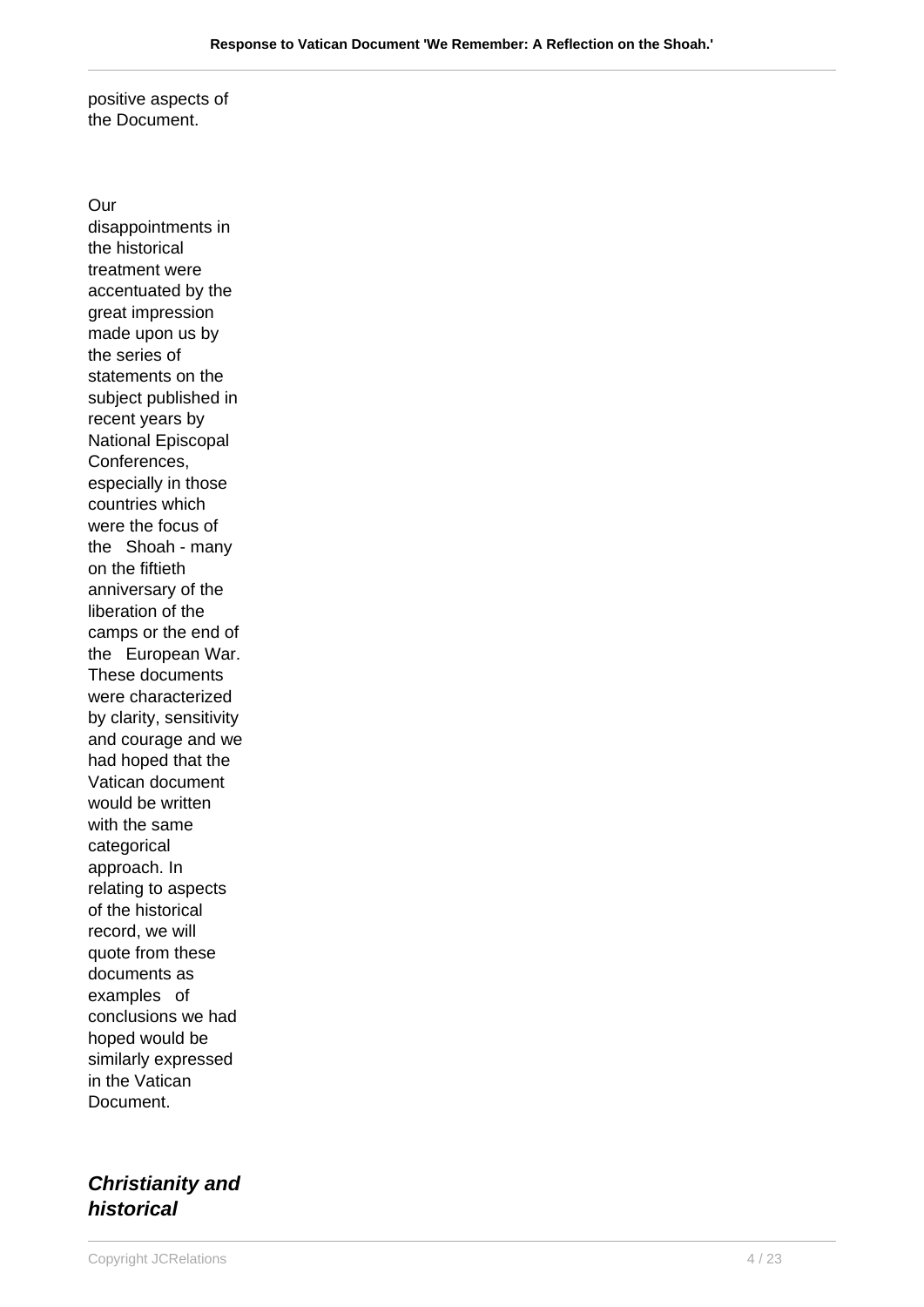positive aspects of the Document.

Our disappointments in the historical treatment were accentuated by the great impression made upon us by the series of statements on the subject published in recent years by National Episcopal Conferences, especially in those countries which were the focus of the Shoah - many on the fiftieth anniversary of the liberation of the camps or the end of the European War. These documents were characterized by clarity, sensitivity and courage and we had hoped that the Vatican document would be written with the same categorical approach. In relating to aspects of the historical record, we will quote from these documents as examples of conclusions we had hoped would be similarly expressed in the Vatican Document.

## ***Christianity and historical***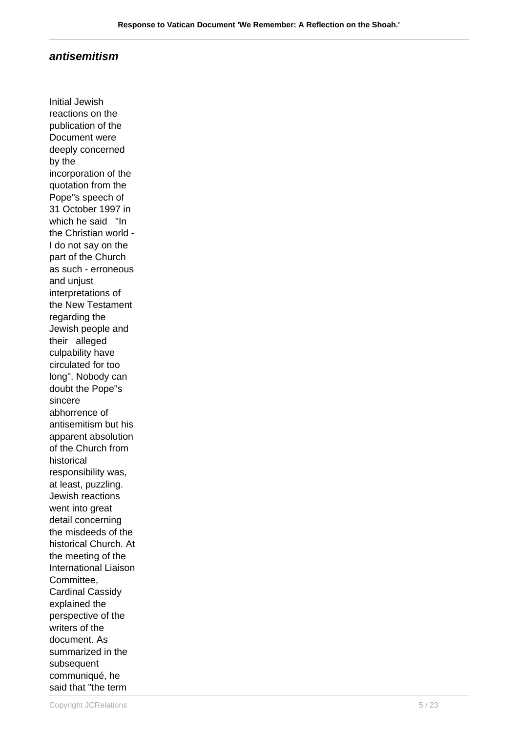### antisemitism

Initial Jewish reactions on the publication of the Document were deeply concerned by the incorporation of the quotation from the Pope''s speech of 31 October 1997 in which he said "In the Christian world - I do not say on the part of the Church as such - erroneous and unjust interpretations of the New Testament regarding the Jewish people and their alleged culpability have circulated for too long". Nobody can doubt the Pope''s sincere abhorrence of antisemitism but his apparent absolution of the Church from historical responsibility was, at least, puzzling. Jewish reactions went into great detail concerning the misdeeds of the historical Church. At the meeting of the International Liaison Committee, Cardinal Cassidy explained the perspective of the writers of the document. As summarized in the subsequent communiqué, he said that "the term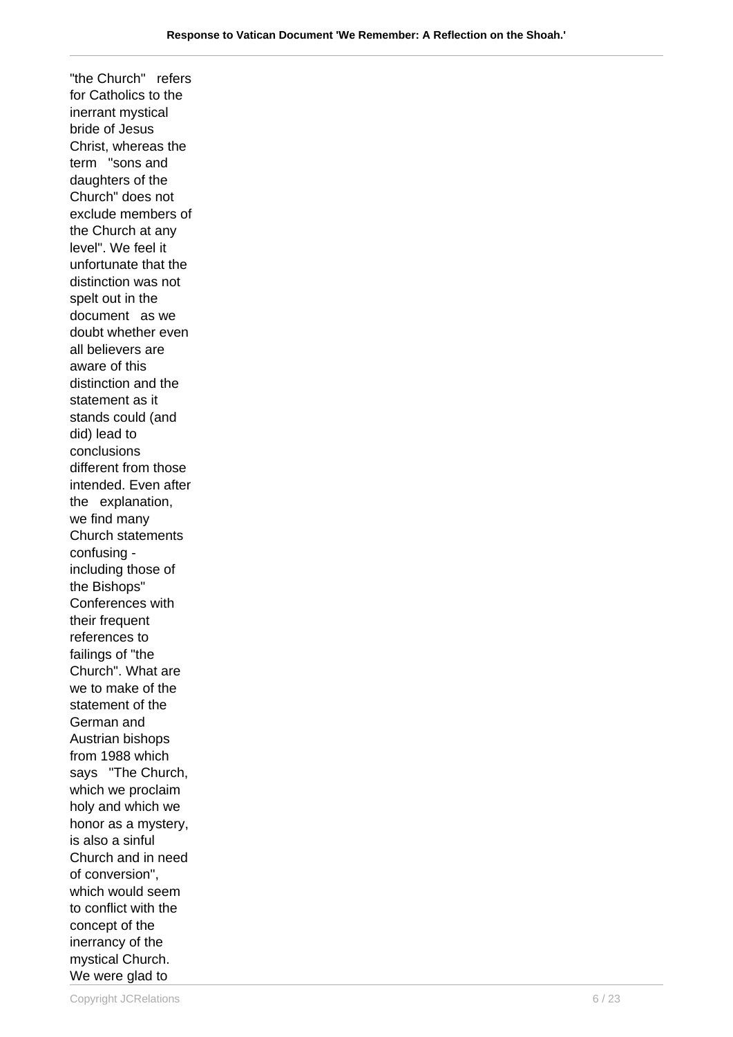"the Church" refers for Catholics to the inerrant mystical bride of Jesus Christ, whereas the term "sons and daughters of the Church" does not exclude members of the Church at any level". We feel it unfortunate that the distinction was not spelt out in the document as we doubt whether even all believers are aware of this distinction and the statement as it stands could (and did) lead to conclusions different from those intended. Even after the explanation, we find many Church statements confusing - including those of the Bishops" Conferences with their frequent references to failings of "the Church". What are we to make of the statement of the German and Austrian bishops from 1988 which says "The Church, which we proclaim holy and which we honor as a mystery, is also a sinful Church and in need of conversion", which would seem to conflict with the concept of the inerrancy of the mystical Church. We were glad to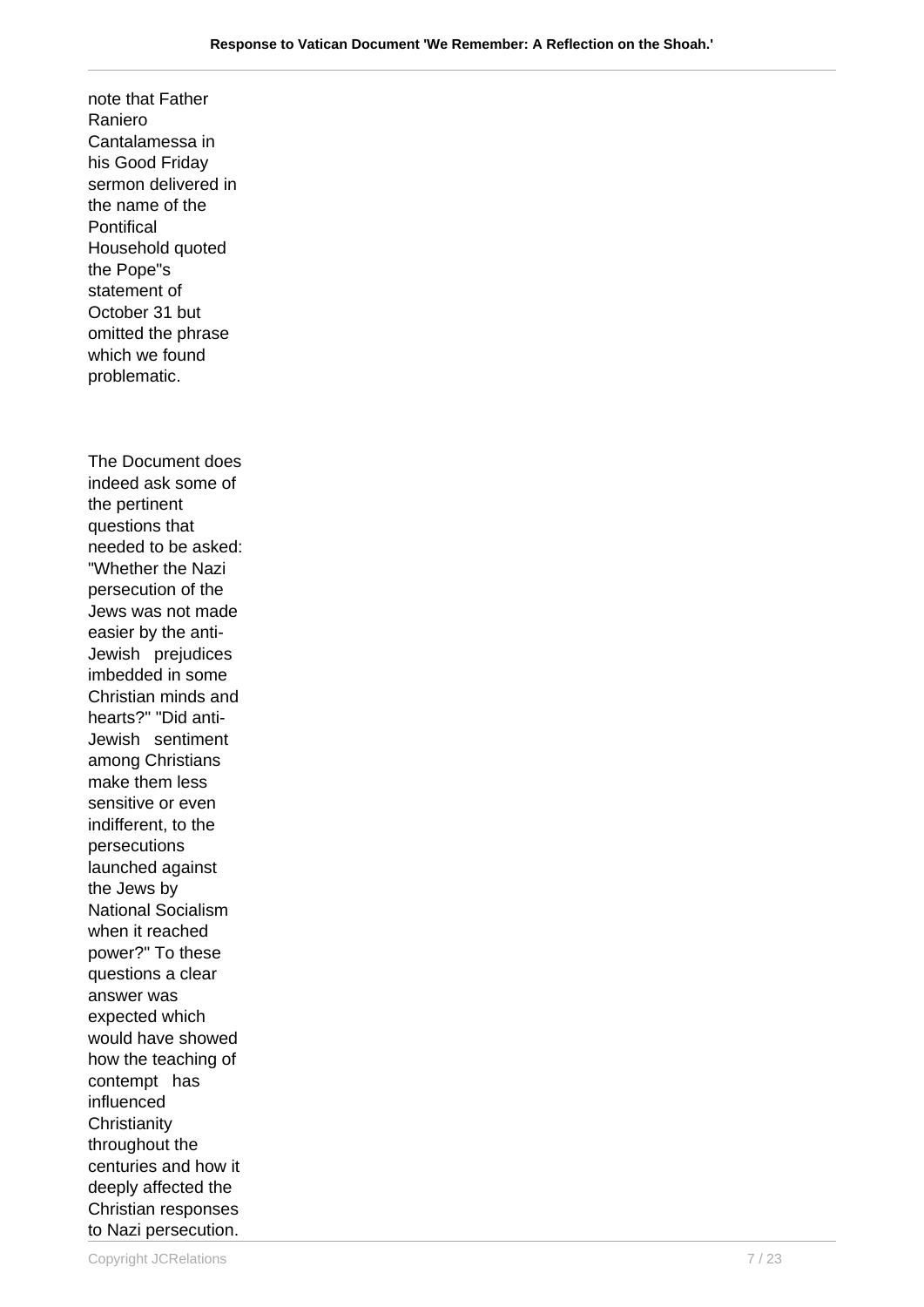note that Father Raniero Cantalamessa in his Good Friday sermon delivered in the name of the Pontifical Household quoted the Pope"s statement of October 31 but omitted the phrase which we found problematic.

The Document does indeed ask some of the pertinent questions that needed to be asked: "Whether the Nazi persecution of the Jews was not made easier by the anti-Jewish prejudices imbedded in some Christian minds and hearts?" "Did anti-Jewish sentiment among Christians make them less sensitive or even indifferent, to the persecutions launched against the Jews by National Socialism when it reached power?" To these questions a clear answer was expected which would have showed how the teaching of contempt has influenced Christianity throughout the centuries and how it deeply affected the Christian responses to Nazi persecution.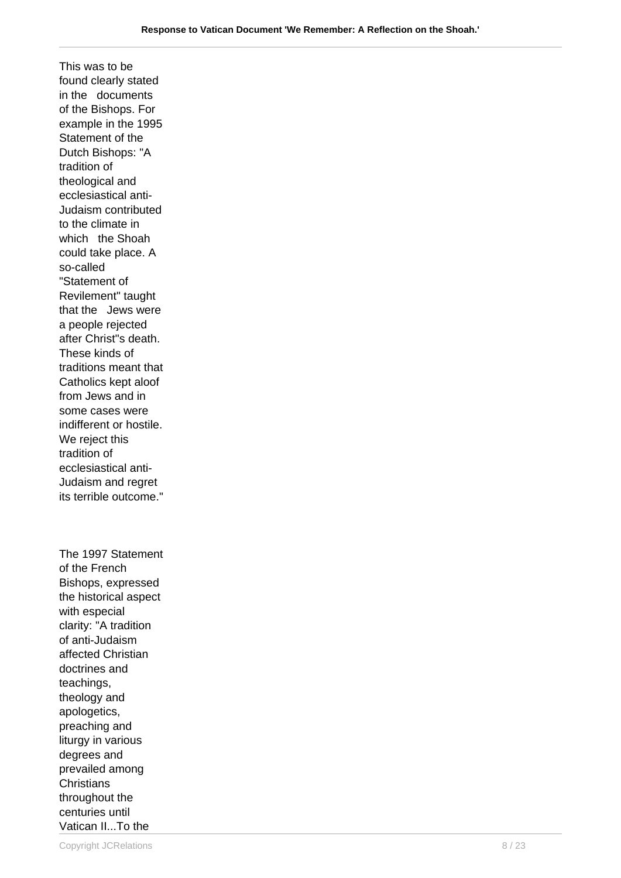This was to be found clearly stated in the documents of the Bishops. For example in the 1995 Statement of the Dutch Bishops: "A tradition of theological and ecclesiastical anti-Judaism contributed to the climate in which the Shoah could take place. A so-called "Statement of Revilement" taught that the Jews were a people rejected after Christ''s death. These kinds of traditions meant that Catholics kept aloof from Jews and in some cases were indifferent or hostile. We reject this tradition of ecclesiastical anti-Judaism and regret its terrible outcome."

The 1997 Statement of the French Bishops, expressed the historical aspect with especial clarity: "A tradition of anti-Judaism affected Christian doctrines and teachings, theology and apologetics, preaching and liturgy in various degrees and prevailed among Christians throughout the centuries until Vatican II...To the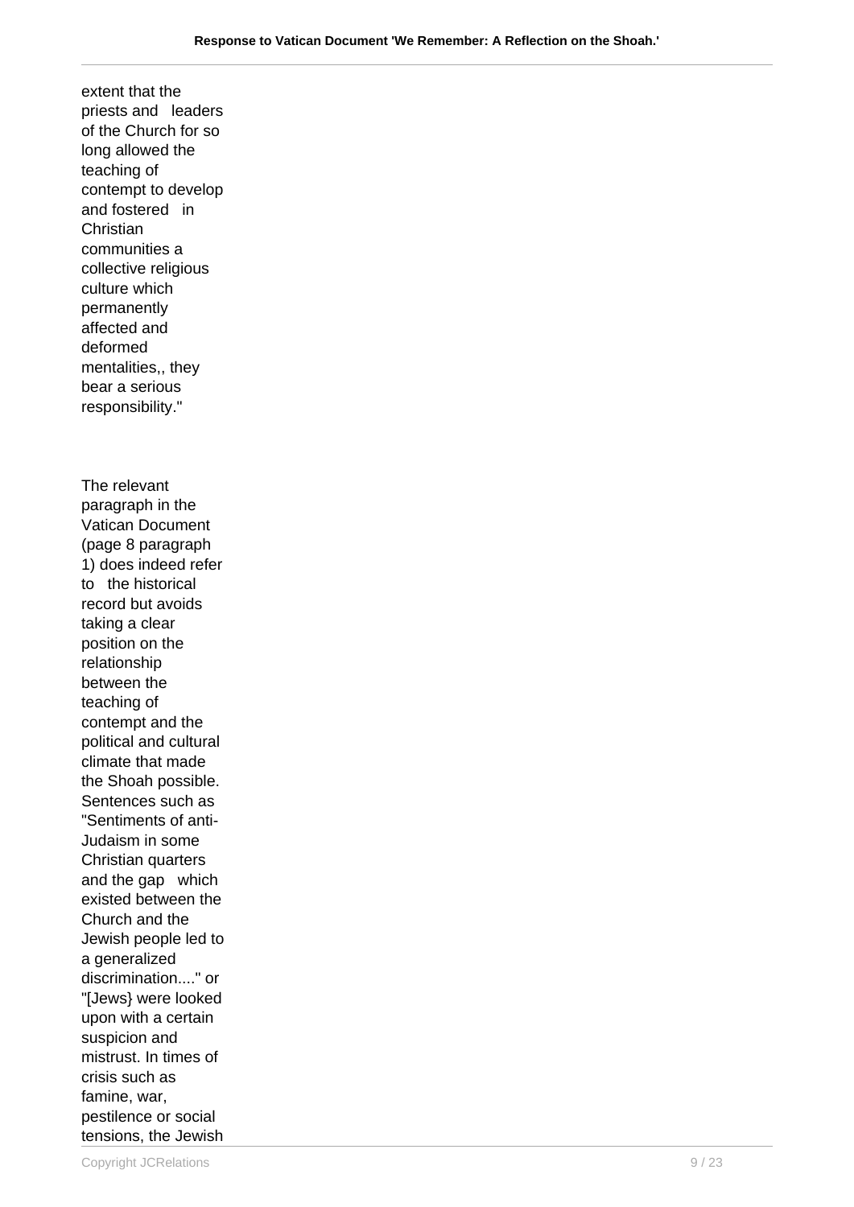extent that the priests and leaders of the Church for so long allowed the teaching of contempt to develop and fostered in Christian communities a collective religious culture which permanently affected and deformed mentalities,, they bear a serious responsibility."

The relevant paragraph in the Vatican Document (page 8 paragraph 1) does indeed refer to the historical record but avoids taking a clear position on the relationship between the teaching of contempt and the political and cultural climate that made the Shoah possible. Sentences such as "Sentiments of anti-Judaism in some Christian quarters and the gap which existed between the Church and the Jewish people led to a generalized discrimination...." or "[Jews} were looked upon with a certain suspicion and mistrust. In times of crisis such as famine, war, pestilence or social tensions, the Jewish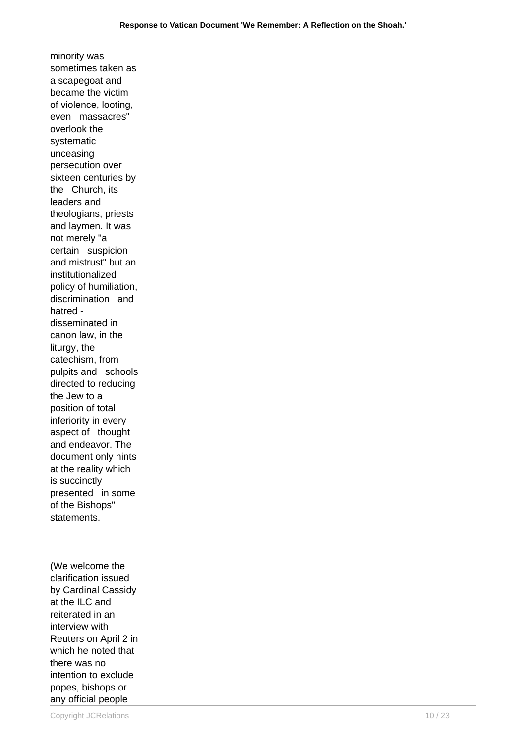minority was sometimes taken as a scapegoat and became the victim of violence, looting, even massacres" overlook the systematic unceasing persecution over sixteen centuries by the Church, its leaders and theologians, priests and laymen. It was not merely "a certain suspicion and mistrust" but an institutionalized policy of humiliation, discrimination and hatred - disseminated in canon law, in the liturgy, the catechism, from pulpits and schools directed to reducing the Jew to a position of total inferiority in every aspect of thought and endeavor. The document only hints at the reality which is succinctly presented in some of the Bishops" statements.

(We welcome the clarification issued by Cardinal Cassidy at the ILC and reiterated in an interview with Reuters on April 2 in which he noted that there was no intention to exclude popes, bishops or any official people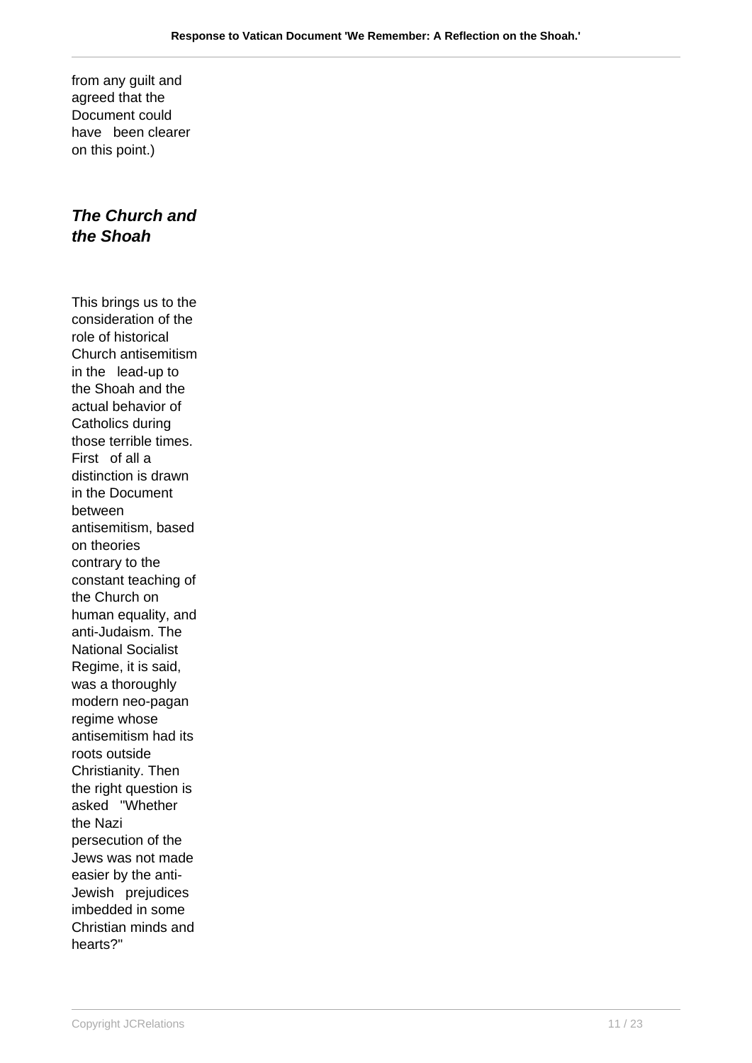from any guilt and agreed that the Document could have been clearer on this point.)

### ***The Church and the Shoah***

This brings us to the consideration of the role of historical Church antisemitism in the lead-up to the Shoah and the actual behavior of Catholics during those terrible times. First of all a distinction is drawn in the Document between antisemitism, based on theories contrary to the constant teaching of the Church on human equality, and anti-Judaism. The National Socialist Regime, it is said, was a thoroughly modern neo-pagan regime whose antisemitism had its roots outside Christianity. Then the right question is asked "Whether the Nazi persecution of the Jews was not made easier by the anti-Jewish prejudices imbedded in some Christian minds and hearts?"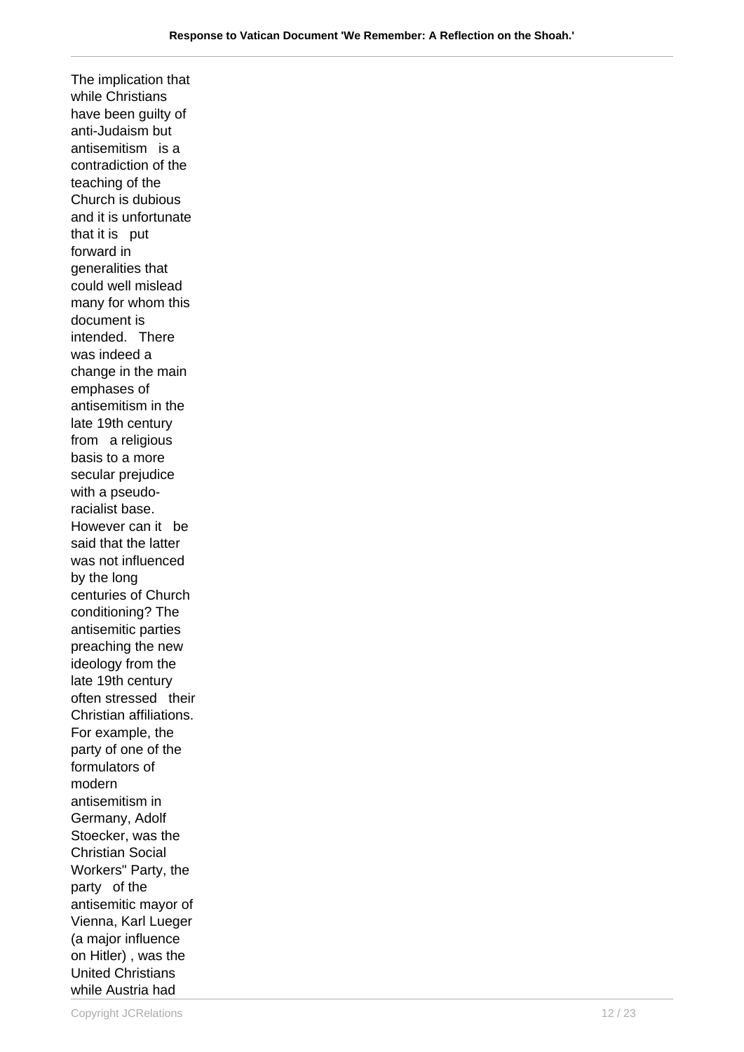The implication that while Christians have been guilty of anti-Judaism but antisemitism is a contradiction of the teaching of the Church is dubious and it is unfortunate that it is put forward in generalities that could well mislead many for whom this document is intended. There was indeed a change in the main emphases of antisemitism in the late 19th century from a religious basis to a more secular prejudice with a pseudo-racialist base. However can it be said that the latter was not influenced by the long centuries of Church conditioning? The antisemitic parties preaching the new ideology from the late 19th century often stressed their Christian affiliations. For example, the party of one of the formulators of modern antisemitism in Germany, Adolf Stoecker, was the Christian Social Workers" Party, the party of the antisemitic mayor of Vienna, Karl Lueger (a major influence on Hitler) , was the United Christians while Austria had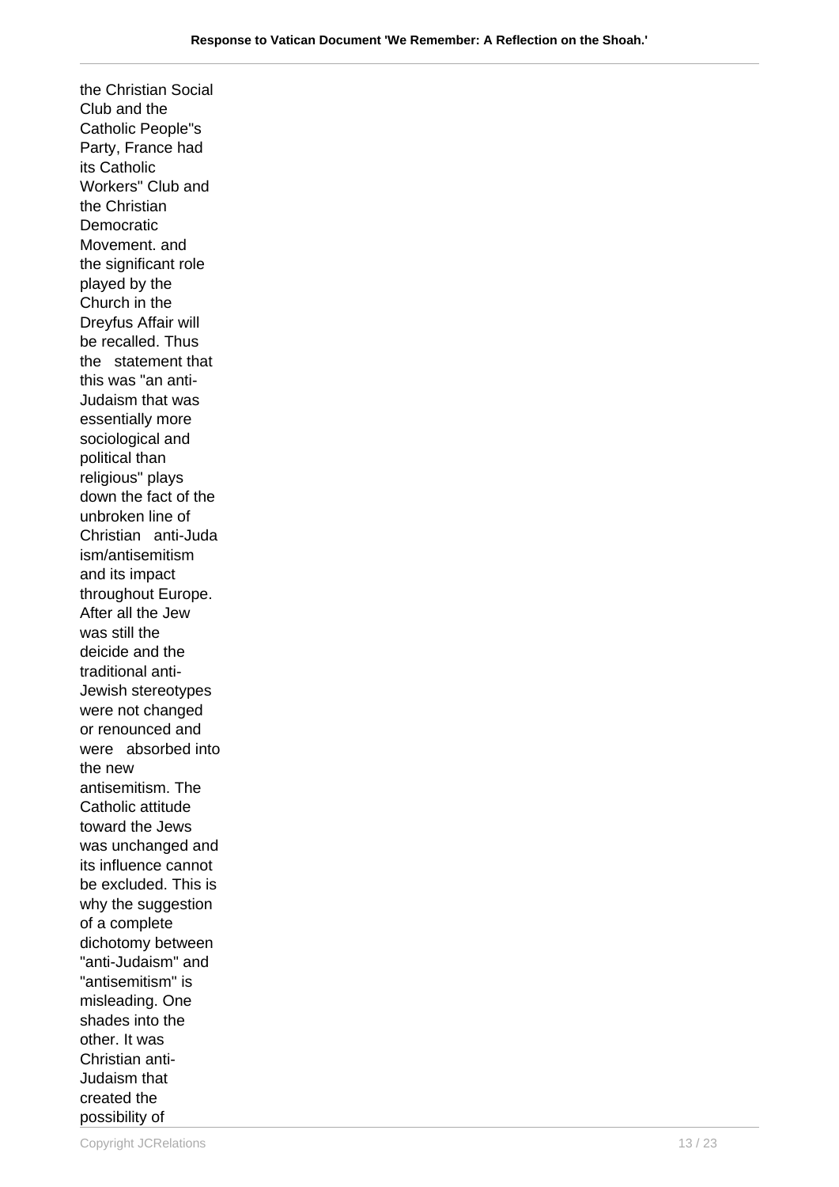the Christian Social Club and the Catholic People"s Party, France had its Catholic Workers" Club and the Christian Democratic Movement. and the significant role played by the Church in the Dreyfus Affair will be recalled. Thus the statement that this was "an anti-Judaism that was essentially more sociological and political than religious" plays down the fact of the unbroken line of Christian anti-Judaism/antisemitism and its impact throughout Europe. After all the Jew was still the deicide and the traditional anti-Jewish stereotypes were not changed or renounced and were absorbed into the new antisemitism. The Catholic attitude toward the Jews was unchanged and its influence cannot be excluded. This is why the suggestion of a complete dichotomy between "anti-Judaism" and "antisemitism" is misleading. One shades into the other. It was Christian anti-Judaism that created the possibility of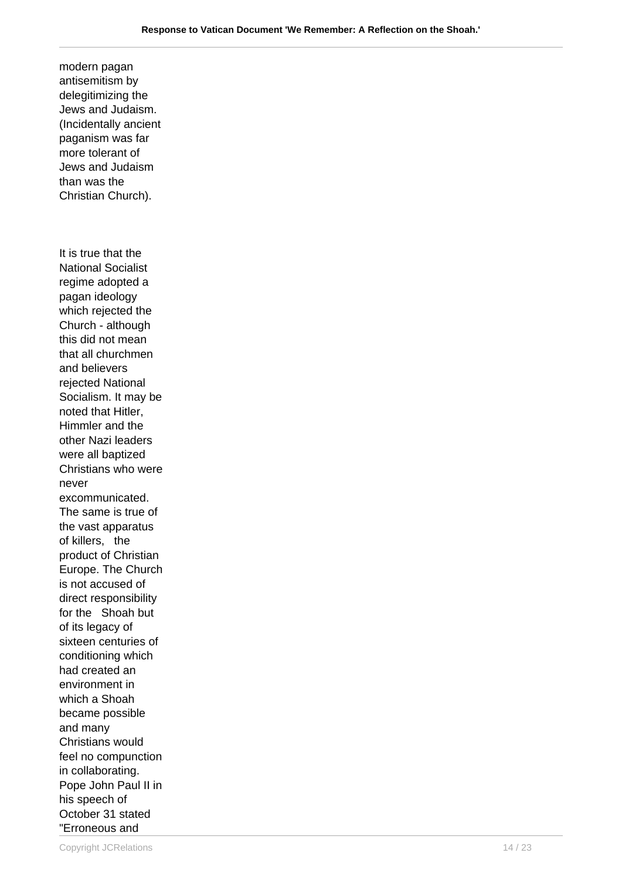modern pagan antisemitism by delegitimizing the Jews and Judaism. (Incidentally ancient paganism was far more tolerant of Jews and Judaism than was the Christian Church).

It is true that the National Socialist regime adopted a pagan ideology which rejected the Church - although this did not mean that all churchmen and believers rejected National Socialism. It may be noted that Hitler, Himmler and the other Nazi leaders were all baptized Christians who were never excommunicated. The same is true of the vast apparatus of killers, the product of Christian Europe. The Church is not accused of direct responsibility for the Shoah but of its legacy of sixteen centuries of conditioning which had created an environment in which a Shoah became possible and many Christians would feel no compunction in collaborating. Pope John Paul II in his speech of October 31 stated "Erroneous and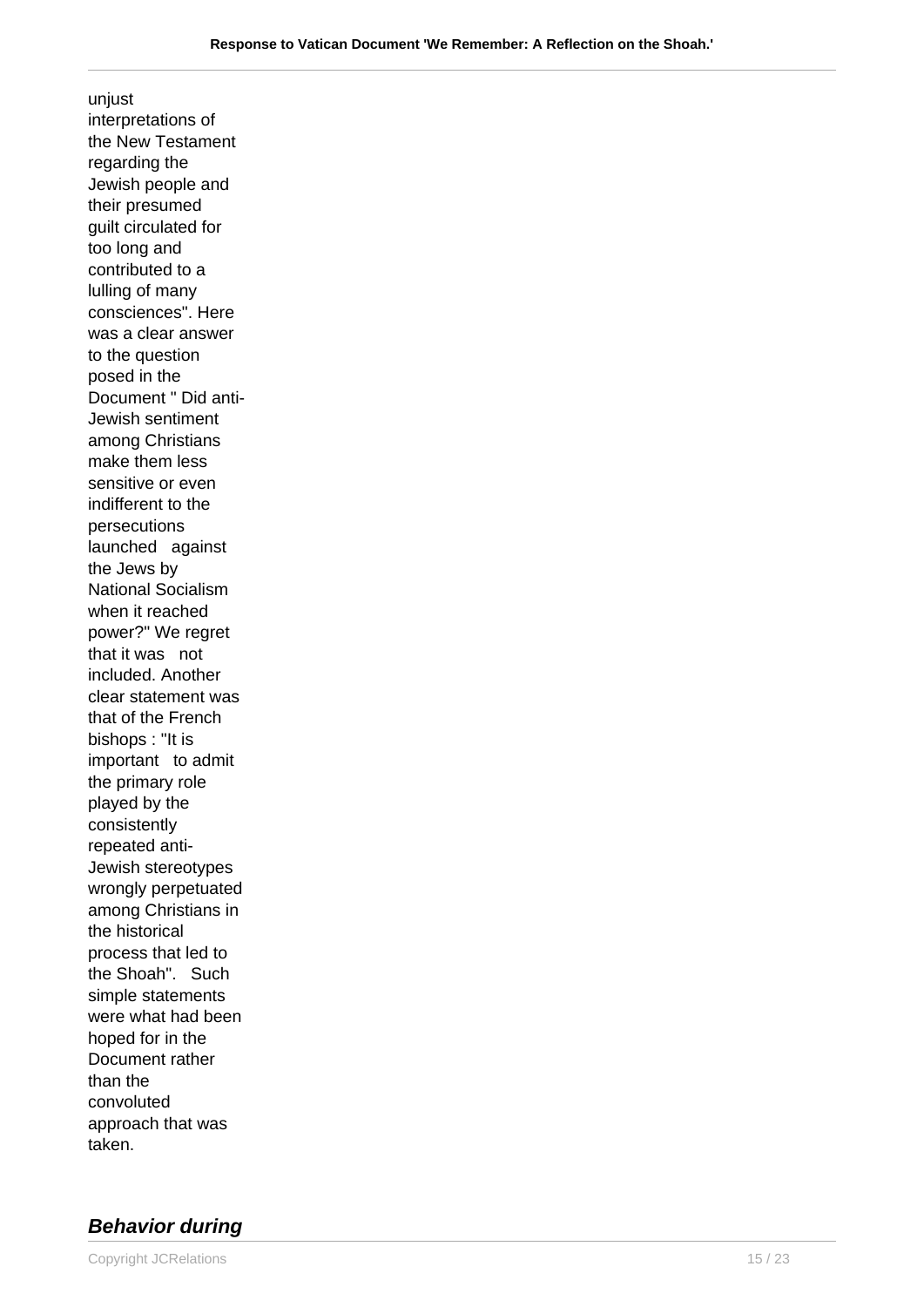unjust interpretations of the New Testament regarding the Jewish people and their presumed guilt circulated for too long and contributed to a lulling of many consciences". Here was a clear answer to the question posed in the Document " Did anti-Jewish sentiment among Christians make them less sensitive or even indifferent to the persecutions launched against the Jews by National Socialism when it reached power?" We regret that it was not included. Another clear statement was that of the French bishops : "It is important to admit the primary role played by the consistently repeated anti-Jewish stereotypes wrongly perpetuated among Christians in the historical process that led to the Shoah". Such simple statements were what had been hoped for in the Document rather than the convoluted approach that was taken.

## **Behavior during**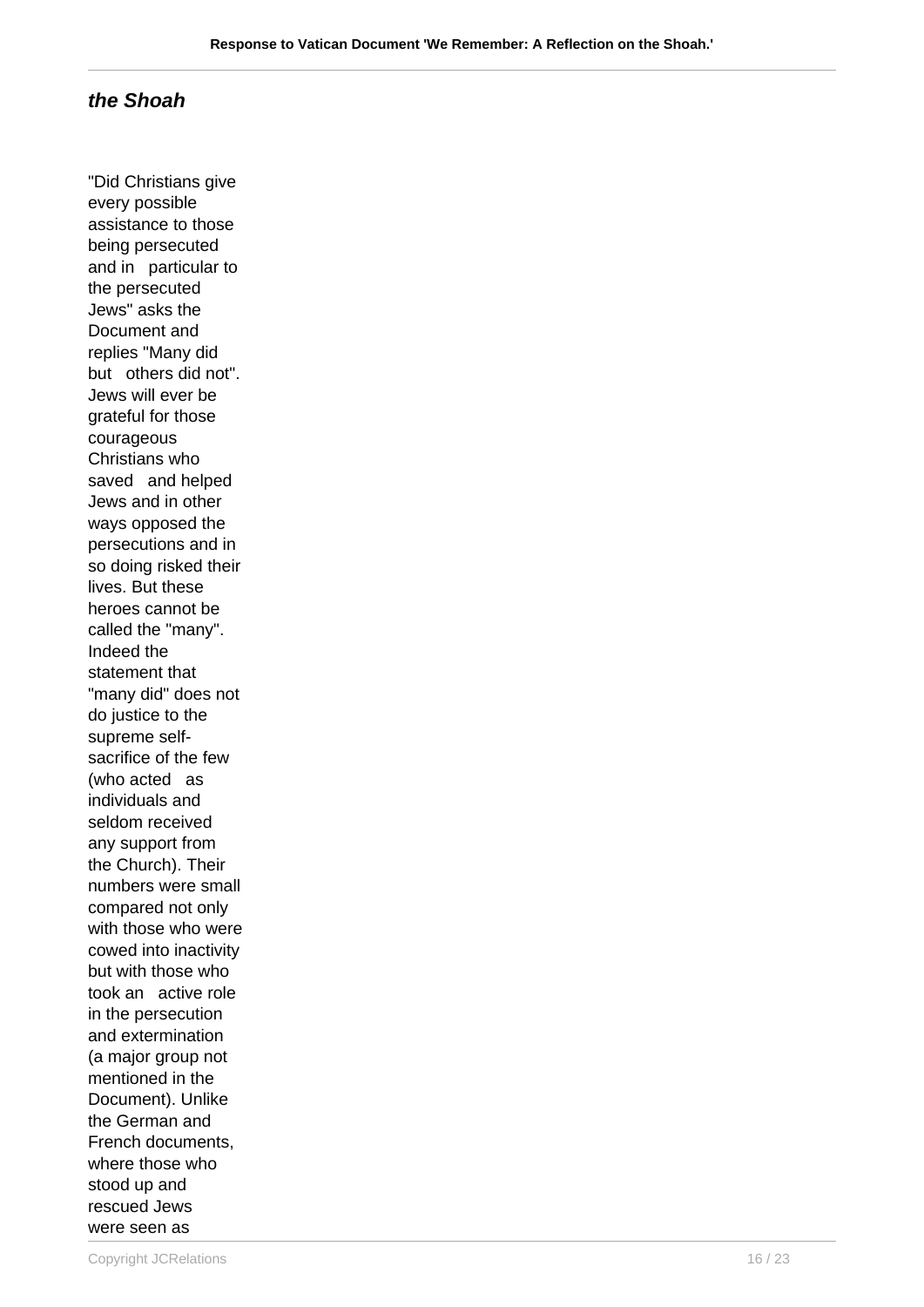### *the Shoah*

"Did Christians give every possible assistance to those being persecuted and in particular to the persecuted Jews" asks the Document and replies "Many did but others did not". Jews will ever be grateful for those courageous Christians who saved and helped Jews and in other ways opposed the persecutions and in so doing risked their lives. But these heroes cannot be called the "many". Indeed the statement that "many did" does not do justice to the supreme self-sacrifice of the few (who acted as individuals and seldom received any support from the Church). Their numbers were small compared not only with those who were cowed into inactivity but with those who took an active role in the persecution and extermination (a major group not mentioned in the Document). Unlike the German and French documents, where those who stood up and rescued Jews were seen as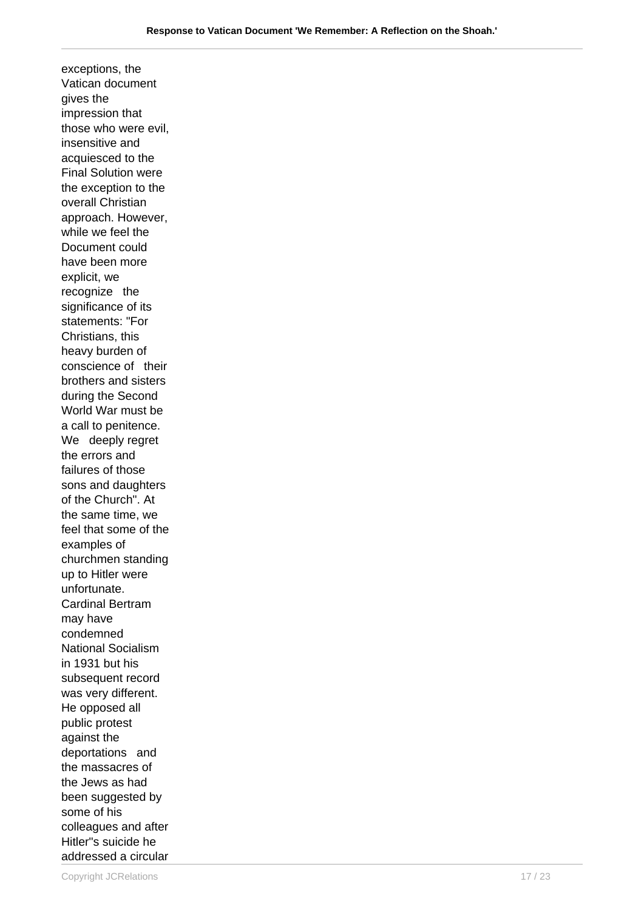exceptions, the Vatican document gives the impression that those who were evil, insensitive and acquiesced to the Final Solution were the exception to the overall Christian approach. However, while we feel the Document could have been more explicit, we recognize the significance of its statements: "For Christians, this heavy burden of conscience of their brothers and sisters during the Second World War must be a call to penitence. We deeply regret the errors and failures of those sons and daughters of the Church". At the same time, we feel that some of the examples of churchmen standing up to Hitler were unfortunate. Cardinal Bertram may have condemned National Socialism in 1931 but his subsequent record was very different. He opposed all public protest against the deportations and the massacres of the Jews as had been suggested by some of his colleagues and after Hitler"s suicide he addressed a circular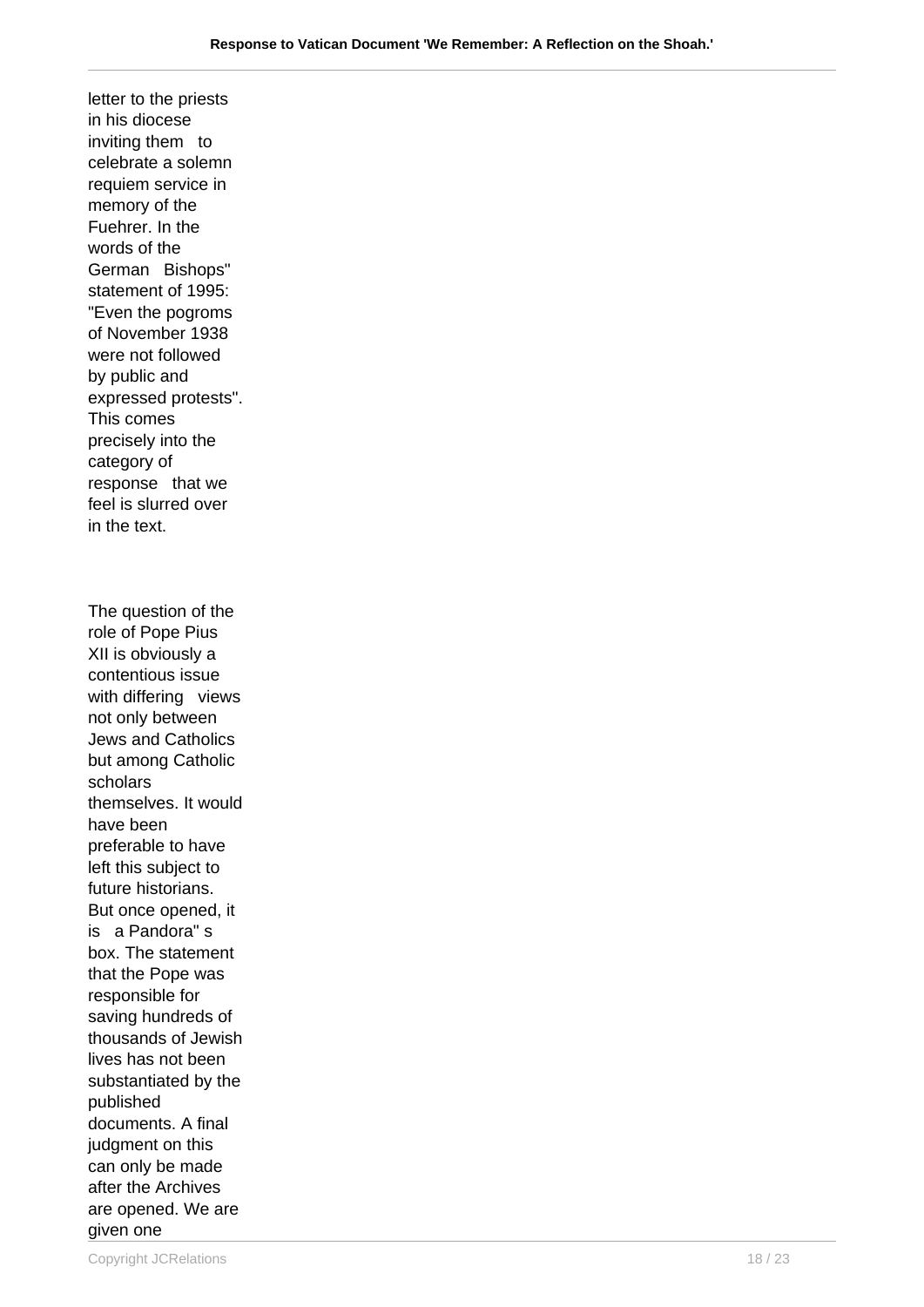letter to the priests in his diocese inviting them to celebrate a solemn requiem service in memory of the Fuehrer. In the words of the German Bishops" statement of 1995: "Even the pogroms of November 1938 were not followed by public and expressed protests". This comes precisely into the category of response that we feel is slurred over in the text.

The question of the role of Pope Pius XII is obviously a contentious issue with differing views not only between Jews and Catholics but among Catholic scholars themselves. It would have been preferable to have left this subject to future historians. But once opened, it is a Pandora" s box. The statement that the Pope was responsible for saving hundreds of thousands of Jewish lives has not been substantiated by the published documents. A final judgment on this can only be made after the Archives are opened. We are given one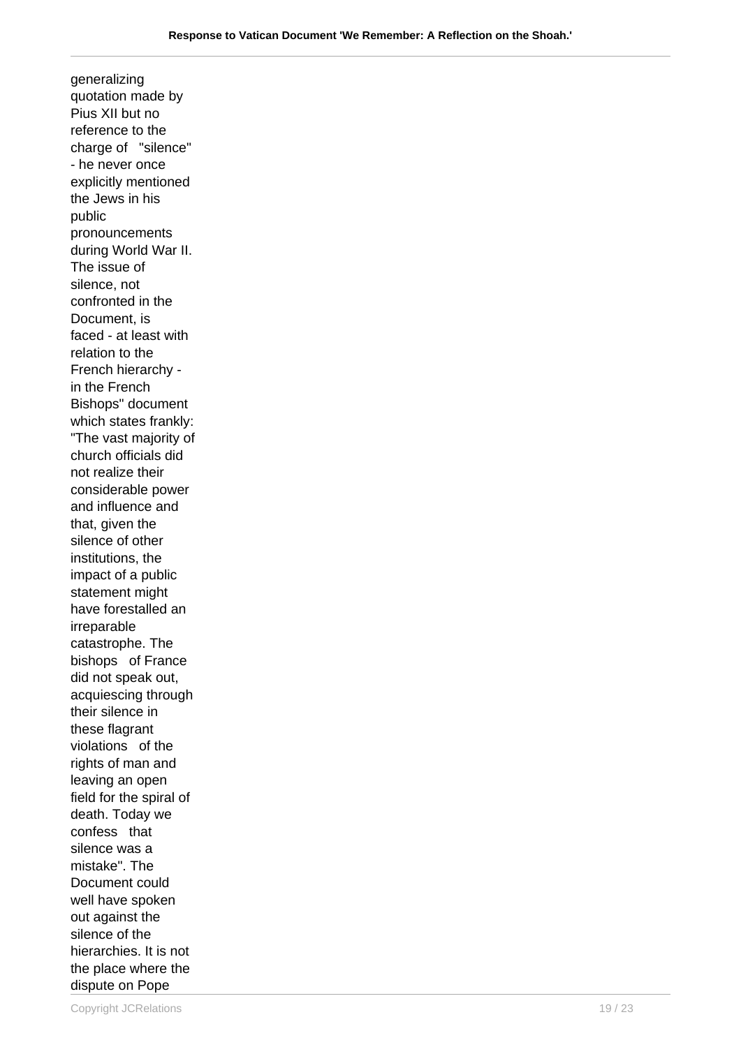generalizing quotation made by Pius XII but no reference to the charge of "silence" - he never once explicitly mentioned the Jews in his public pronouncements during World War II. The issue of silence, not confronted in the Document, is faced - at least with relation to the French hierarchy - in the French Bishops" document which states frankly: "The vast majority of church officials did not realize their considerable power and influence and that, given the silence of other institutions, the impact of a public statement might have forestalled an irreparable catastrophe. The bishops of France did not speak out, acquiescing through their silence in these flagrant violations of the rights of man and leaving an open field for the spiral of death. Today we confess that silence was a mistake". The Document could well have spoken out against the silence of the hierarchies. It is not the place where the dispute on Pope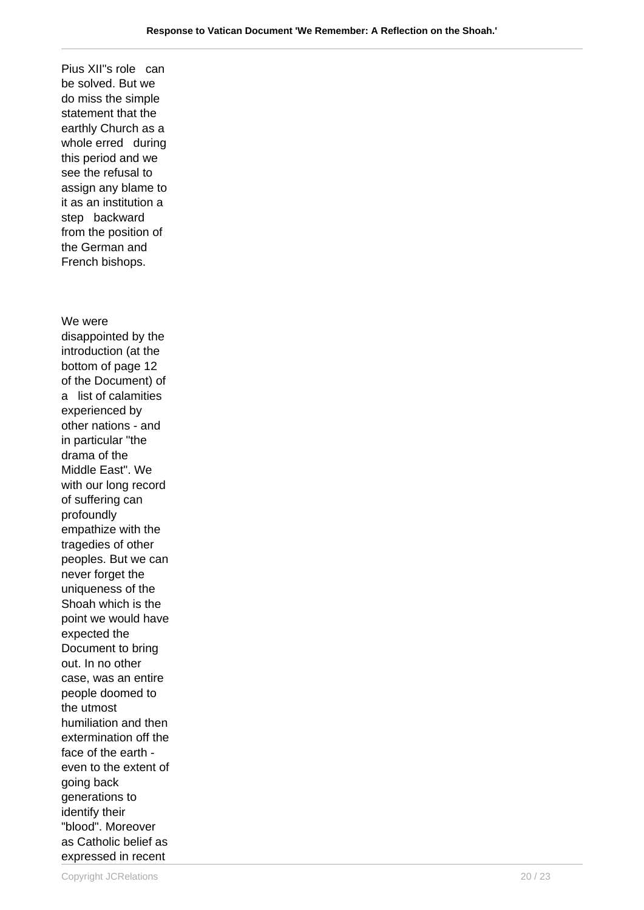Pius XII"s role can be solved. But we do miss the simple statement that the earthly Church as a whole erred during this period and we see the refusal to assign any blame to it as an institution a step backward from the position of the German and French bishops.

We were disappointed by the introduction (at the bottom of page 12 of the Document) of a list of calamities experienced by other nations - and in particular "the drama of the Middle East". We with our long record of suffering can profoundly empathize with the tragedies of other peoples. But we can never forget the uniqueness of the Shoah which is the point we would have expected the Document to bring out. In no other case, was an entire people doomed to the utmost humiliation and then extermination off the face of the earth - even to the extent of going back generations to identify their "blood". Moreover as Catholic belief as expressed in recent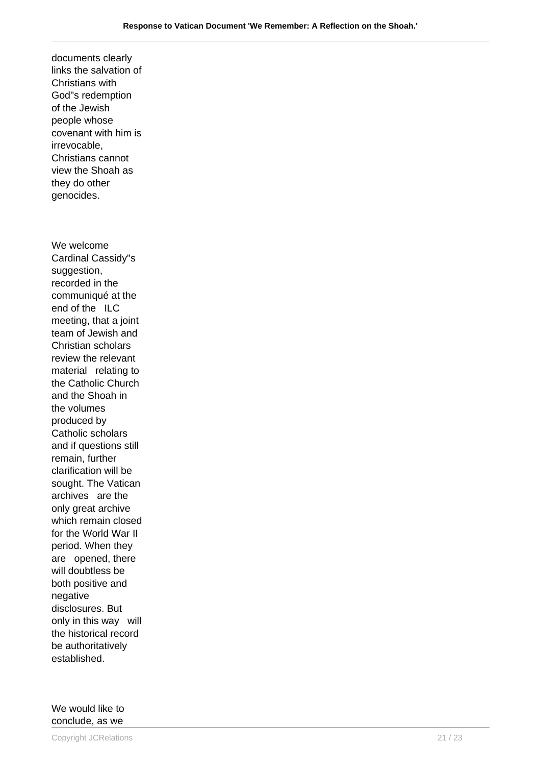documents clearly links the salvation of Christians with God"s redemption of the Jewish people whose covenant with him is irrevocable, Christians cannot view the Shoah as they do other genocides.

We welcome Cardinal Cassidy"s suggestion, recorded in the communiqué at the end of the ILC meeting, that a joint team of Jewish and Christian scholars review the relevant material relating to the Catholic Church and the Shoah in the volumes produced by Catholic scholars and if questions still remain, further clarification will be sought. The Vatican archives are the only great archive which remain closed for the World War II period. When they are opened, there will doubtless be both positive and negative disclosures. But only in this way will the historical record be authoritatively established.

We would like to conclude, as we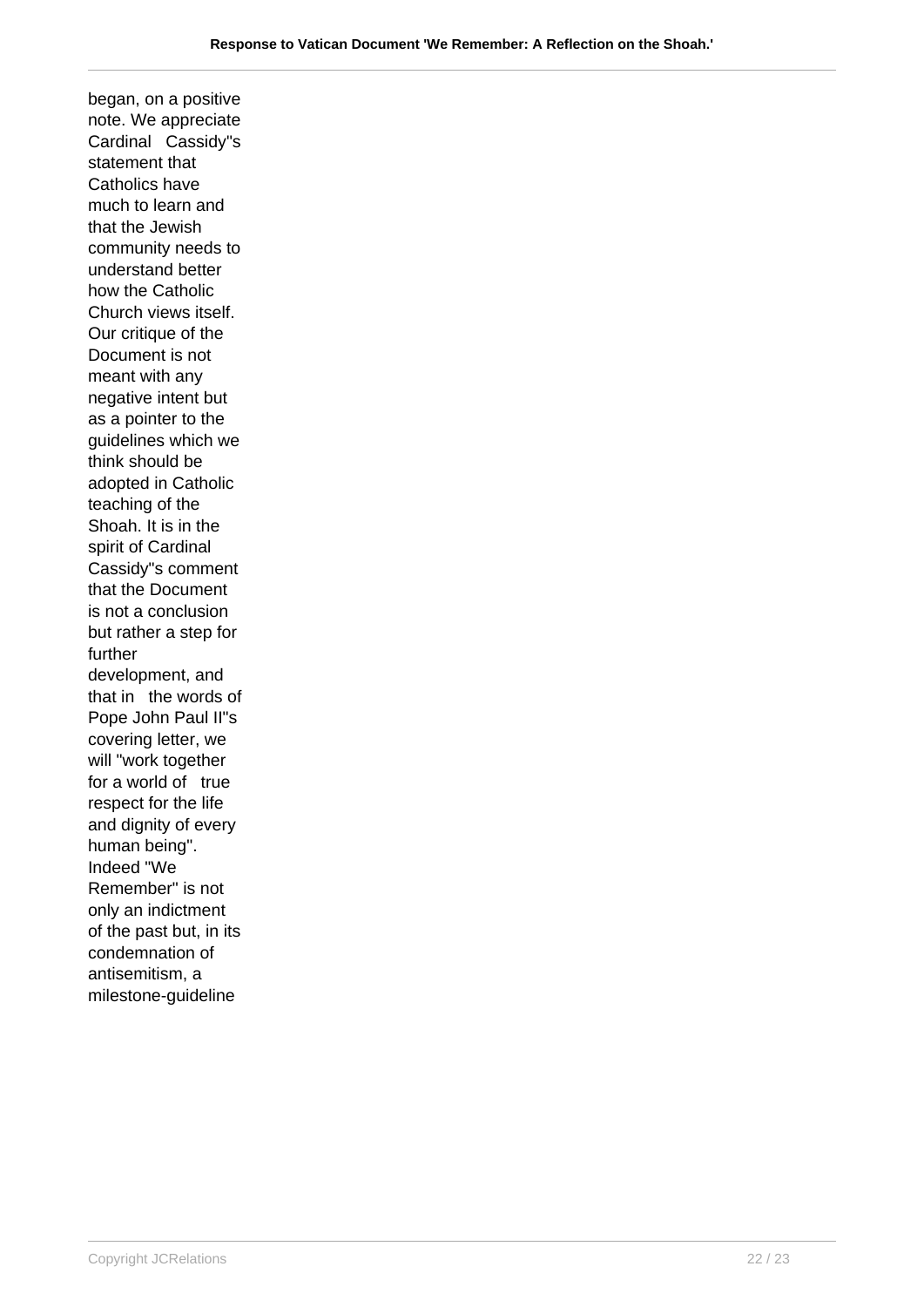began, on a positive note. We appreciate Cardinal Cassidy"s statement that Catholics have much to learn and that the Jewish community needs to understand better how the Catholic Church views itself. Our critique of the Document is not meant with any negative intent but as a pointer to the guidelines which we think should be adopted in Catholic teaching of the Shoah. It is in the spirit of Cardinal Cassidy"s comment that the Document is not a conclusion but rather a step for further development, and that in the words of Pope John Paul II"s covering letter, we will "work together for a world of true respect for the life and dignity of every human being". Indeed "We Remember" is not only an indictment of the past but, in its condemnation of antisemitism, a milestone-guideline